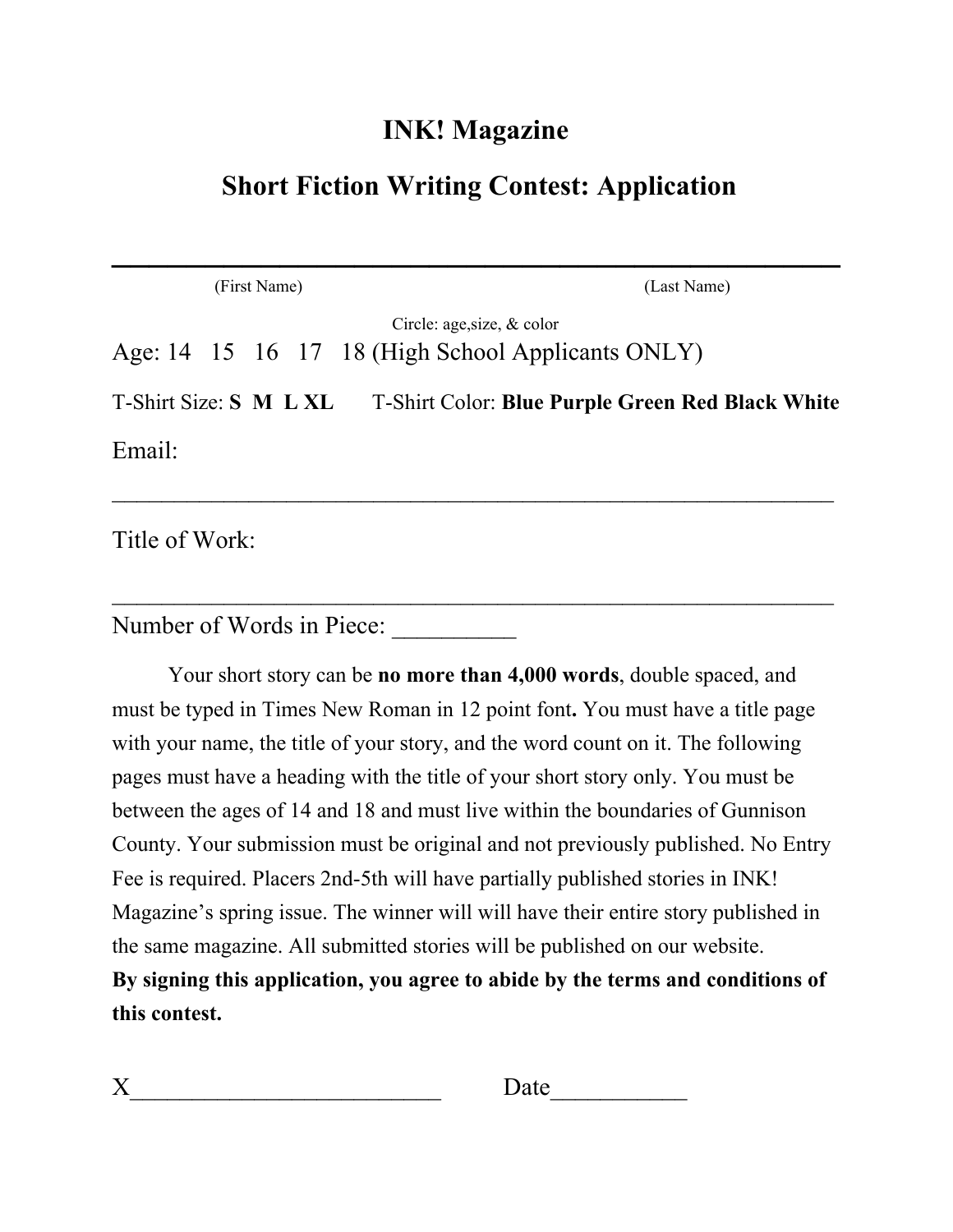# INK! Magazine

## Short Fiction Writing Contest: Application

\_\_\_\_\_\_\_\_\_\_\_\_\_\_\_\_\_\_\_\_\_\_\_\_\_\_\_\_\_\_\_\_\_\_\_\_\_\_\_\_\_\_\_\_\_\_\_\_\_\_\_\_\_\_\_\_

(First Name) (Last Name)

Circle: age,size, & color

Age: 14 15 16 17 18 (High School Applicants ONLY)

T-Shirt Size: **S M L XL** T-Shirt Color: **Blue Purple Green Red Black White**

Email:

\_\_\_\_\_\_\_\_\_\_\_\_\_\_\_\_\_\_\_\_\_\_\_\_\_\_\_\_\_\_\_\_\_\_\_\_\_\_\_\_\_\_\_\_\_\_\_\_\_\_\_\_\_\_\_\_

Title of Work:

\_\_\_\_\_\_\_\_\_\_\_\_\_\_\_\_\_\_\_\_\_\_\_\_\_\_\_\_\_\_\_\_\_\_\_\_\_\_\_\_\_\_\_\_\_\_\_\_\_\_\_\_\_\_\_\_

Number of Words in Piece: \_\_\_\_\_\_\_\_\_\_

Your short story can be **no more than 4,000 words**, double spaced, and must be typed in Times New Roman in 12 point font**.** You must have a title page with your name, the title of your story, and the word count on it. The following pages must have a heading with the title of your short story only. You must be between the ages of 14 and 18 and must live within the boundaries of Gunnison County. Your submission must be original and not previously published. No Entry Fee is required. Placers 2nd-5th will have partially published stories in INK! Magazine's spring issue. The winner will will have their entire story published in the same magazine. All submitted stories will be published on our website.
**By signing this application, you agree to abide by the terms and conditions of this contest.**

X\_\_\_\_\_\_\_\_\_\_\_\_\_\_\_\_\_\_\_\_\_\_\_\_\_ Date\_\_\_\_\_\_\_\_\_\_\_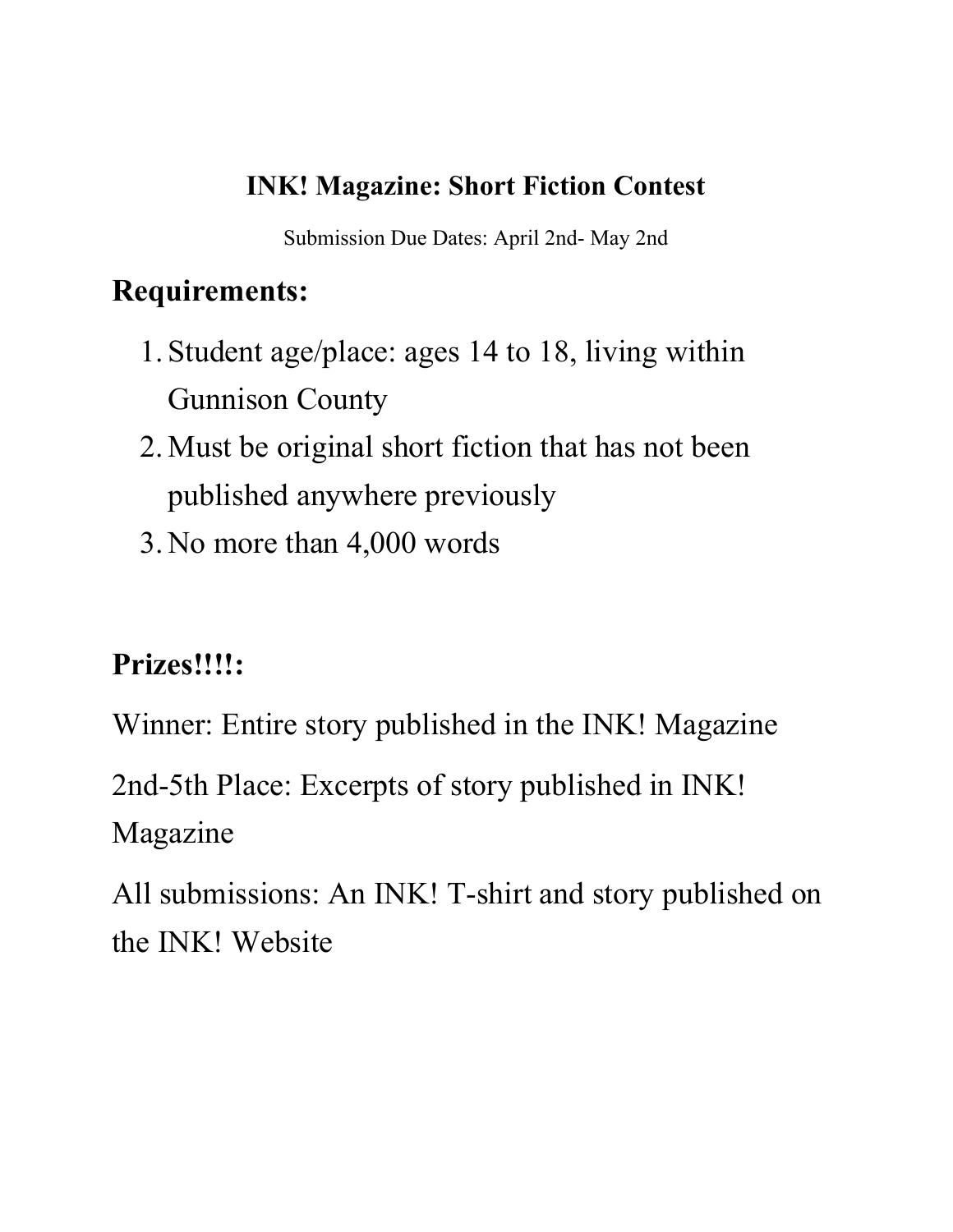# INK! Magazine: Short Fiction Contest

Submission Due Dates: April 2nd- May 2nd

## Requirements:

1. Student age/place: ages 14 to 18, living within Gunnison County
2. Must be original short fiction that has not been published anywhere previously
3. No more than 4,000 words

## Prizes!!!!:

Winner: Entire story published in the INK! Magazine

2nd-5th Place: Excerpts of story published in INK! Magazine

All submissions: An INK! T-shirt and story published on the INK! Website